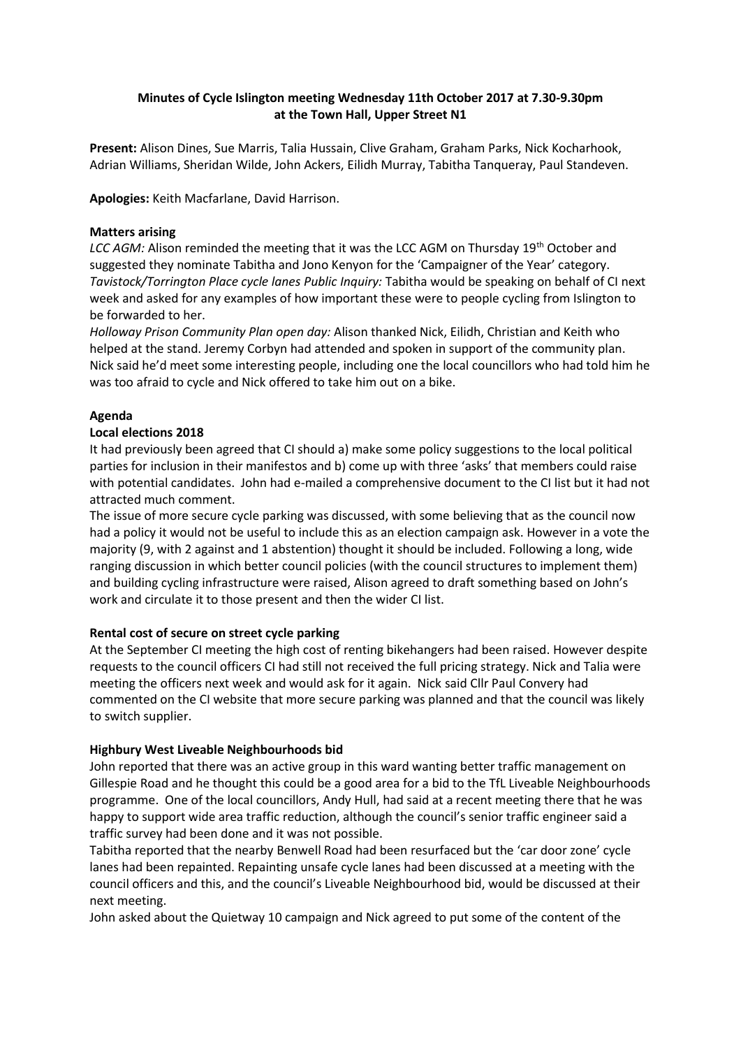**Minutes of Cycle Islington meeting Wednesday 11th October 2017 at 7.30-9.30pm at the Town Hall, Upper Street N1**

**Present:** Alison Dines, Sue Marris, Talia Hussain, Clive Graham, Graham Parks, Nick Kocharhook, Adrian Williams, Sheridan Wilde, John Ackers, Eilidh Murray, Tabitha Tanqueray, Paul Standeven.

**Apologies:** Keith Macfarlane, David Harrison.

**Matters arising**

*LCC AGM:* Alison reminded the meeting that it was the LCC AGM on Thursday 19th October and suggested they nominate Tabitha and Jono Kenyon for the 'Campaigner of the Year' category.

*Tavistock/Torrington Place cycle lanes Public Inquiry:* Tabitha would be speaking on behalf of CI next week and asked for any examples of how important these were to people cycling from Islington to be forwarded to her.

*Holloway Prison Community Plan open day:* Alison thanked Nick, Eilidh, Christian and Keith who helped at the stand. Jeremy Corbyn had attended and spoken in support of the community plan. Nick said he'd meet some interesting people, including one the local councillors who had told him he was too afraid to cycle and Nick offered to take him out on a bike.

**Agenda**

**Local elections 2018**

It had previously been agreed that CI should a) make some policy suggestions to the local political parties for inclusion in their manifestos and b) come up with three 'asks' that members could raise with potential candidates. John had e-mailed a comprehensive document to the CI list but it had not attracted much comment.

The issue of more secure cycle parking was discussed, with some believing that as the council now had a policy it would not be useful to include this as an election campaign ask. However in a vote the majority (9, with 2 against and 1 abstention) thought it should be included. Following a long, wide ranging discussion in which better council policies (with the council structures to implement them) and building cycling infrastructure were raised, Alison agreed to draft something based on John's work and circulate it to those present and then the wider CI list.

**Rental cost of secure on street cycle parking**

At the September CI meeting the high cost of renting bikehangers had been raised. However despite requests to the council officers CI had still not received the full pricing strategy. Nick and Talia were meeting the officers next week and would ask for it again. Nick said Cllr Paul Convery had commented on the CI website that more secure parking was planned and that the council was likely to switch supplier.

**Highbury West Liveable Neighbourhoods bid**

John reported that there was an active group in this ward wanting better traffic management on Gillespie Road and he thought this could be a good area for a bid to the TfL Liveable Neighbourhoods programme. One of the local councillors, Andy Hull, had said at a recent meeting there that he was happy to support wide area traffic reduction, although the council's senior traffic engineer said a traffic survey had been done and it was not possible.

Tabitha reported that the nearby Benwell Road had been resurfaced but the 'car door zone' cycle lanes had been repainted. Repainting unsafe cycle lanes had been discussed at a meeting with the council officers and this, and the council's Liveable Neighbourhood bid, would be discussed at their next meeting.

John asked about the Quietway 10 campaign and Nick agreed to put some of the content of the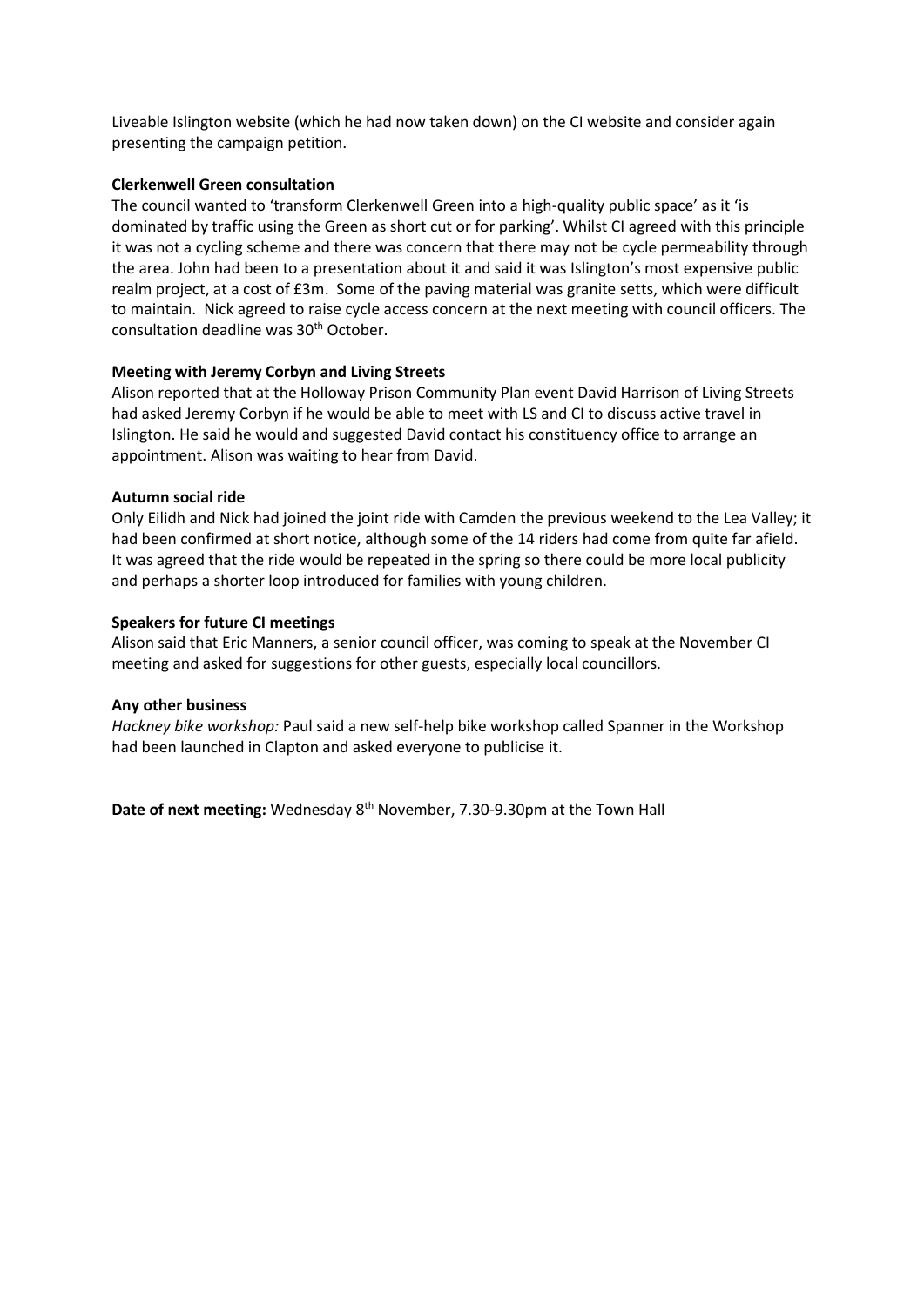Liveable Islington website (which he had now taken down) on the CI website and consider again presenting the campaign petition.

**Clerkenwell Green consultation**

The council wanted to 'transform Clerkenwell Green into a high-quality public space' as it 'is dominated by traffic using the Green as short cut or for parking'. Whilst CI agreed with this principle it was not a cycling scheme and there was concern that there may not be cycle permeability through the area. John had been to a presentation about it and said it was Islington's most expensive public realm project, at a cost of £3m. Some of the paving material was granite setts, which were difficult to maintain. Nick agreed to raise cycle access concern at the next meeting with council officers. The consultation deadline was 30th October.

**Meeting with Jeremy Corbyn and Living Streets**

Alison reported that at the Holloway Prison Community Plan event David Harrison of Living Streets had asked Jeremy Corbyn if he would be able to meet with LS and CI to discuss active travel in Islington. He said he would and suggested David contact his constituency office to arrange an appointment. Alison was waiting to hear from David.

**Autumn social ride**

Only Eilidh and Nick had joined the joint ride with Camden the previous weekend to the Lea Valley; it had been confirmed at short notice, although some of the 14 riders had come from quite far afield. It was agreed that the ride would be repeated in the spring so there could be more local publicity and perhaps a shorter loop introduced for families with young children.

**Speakers for future CI meetings**

Alison said that Eric Manners, a senior council officer, was coming to speak at the November CI meeting and asked for suggestions for other guests, especially local councillors.

**Any other business**

*Hackney bike workshop:* Paul said a new self-help bike workshop called Spanner in the Workshop had been launched in Clapton and asked everyone to publicise it.

**Date of next meeting:** Wednesday 8th November, 7.30-9.30pm at the Town Hall